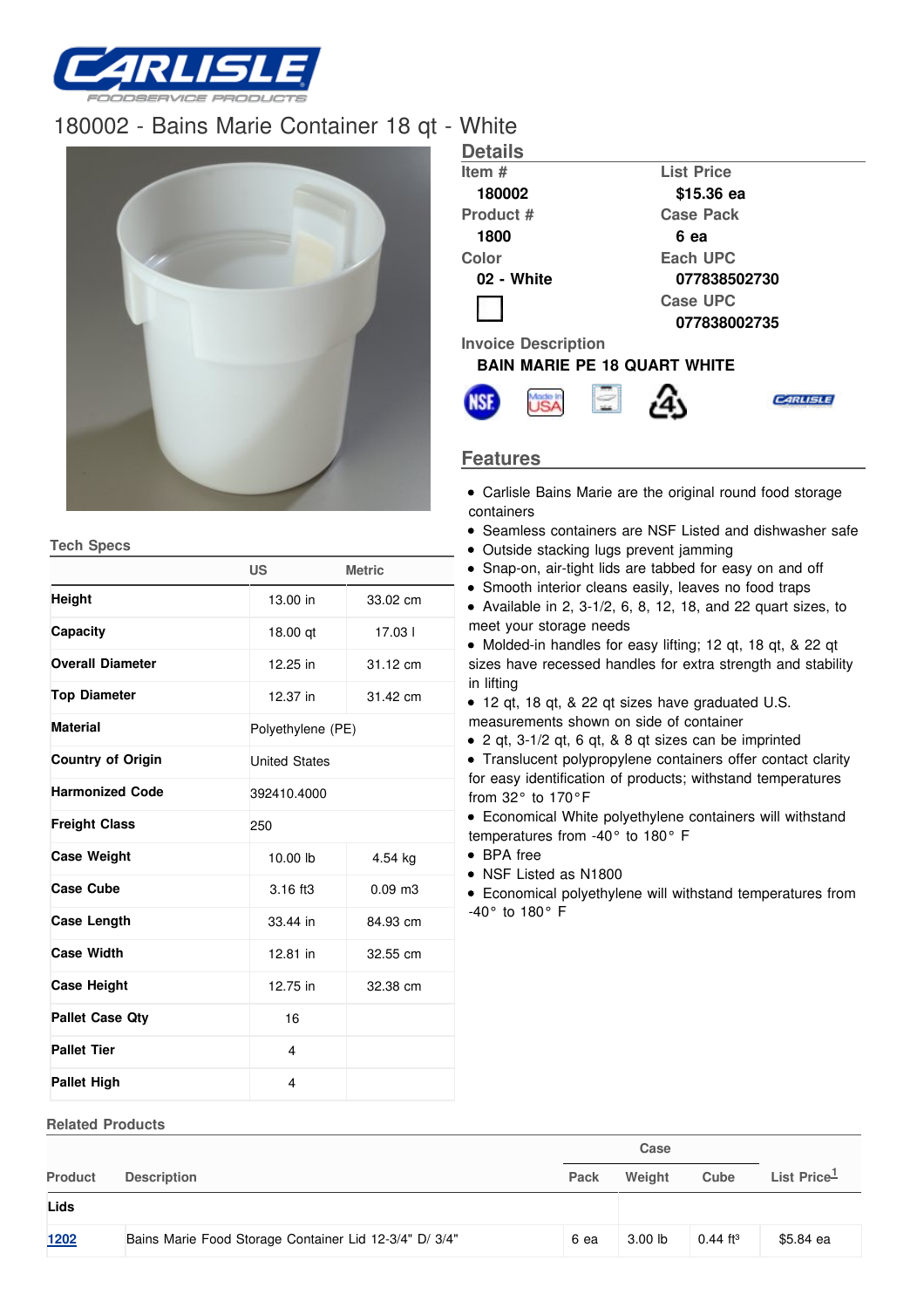# 180002 - Bains Marie Container 18 qt - White

## Details

| Item # | List Price |
|---|---|
| 180002 | $15.36 ea |
| **Product #** | **Case Pack** |
| 1800 | 6 ea |
| **Color** | **Each UPC** |
| 02 - White | 077838502730 |
| | **Case UPC** |
| | 077838002735 |

**Invoice Description**

BAIN MARIE PE 18 QUART WHITE

## Features

- Carlisle Bains Marie are the original round food storage containers
- Seamless containers are NSF Listed and dishwasher safe
- Outside stacking lugs prevent jamming
- Snap-on, air-tight lids are tabbed for easy on and off
- Smooth interior cleans easily, leaves no food traps
- Available in 2, 3-1/2, 6, 8, 12, 18, and 22 quart sizes, to meet your storage needs
- Molded-in handles for easy lifting; 12 qt, 18 qt, & 22 qt sizes have recessed handles for extra strength and stability in lifting
- 12 qt, 18 qt, & 22 qt sizes have graduated U.S. measurements shown on side of container
- 2 qt, 3-1/2 qt, 6 qt, & 8 qt sizes can be imprinted
- Translucent polypropylene containers offer contact clarity for easy identification of products; withstand temperatures from 32° to 170°F
- Economical White polyethylene containers will withstand temperatures from -40° to 180° F
- BPA free
- NSF Listed as N1800
- Economical polyethylene will withstand temperatures from -40° to 180° F

## Tech Specs

| | US | Metric |
|---|---|---|
| **Height** | 13.00 in | 33.02 cm |
| **Capacity** | 18.00 qt | 17.03 l |
| **Overall Diameter** | 12.25 in | 31.12 cm |
| **Top Diameter** | 12.37 in | 31.42 cm |
| **Material** | Polyethylene (PE) | |
| **Country of Origin** | United States | |
| **Harmonized Code** | 392410.4000 | |
| **Freight Class** | 250 | |
| **Case Weight** | 10.00 lb | 4.54 kg |
| **Case Cube** | 3.16 ft3 | 0.09 m3 |
| **Case Length** | 33.44 in | 84.93 cm |
| **Case Width** | 12.81 in | 32.55 cm |
| **Case Height** | 12.75 in | 32.38 cm |
| **Pallet Case Qty** | 16 | |
| **Pallet Tier** | 4 | |
| **Pallet High** | 4 | |

## Related Products

| | | Case | | | |
|---|---|---|---|---|---|
| Product | Description | Pack | Weight | Cube | List Price[1] |
| **Lids** | | | | | |
| 1202 | Bains Marie Food Storage Container Lid 12-3/4" D/ 3/4" | 6 ea | 3.00 lb | 0.44 ft³ | $5.84 ea |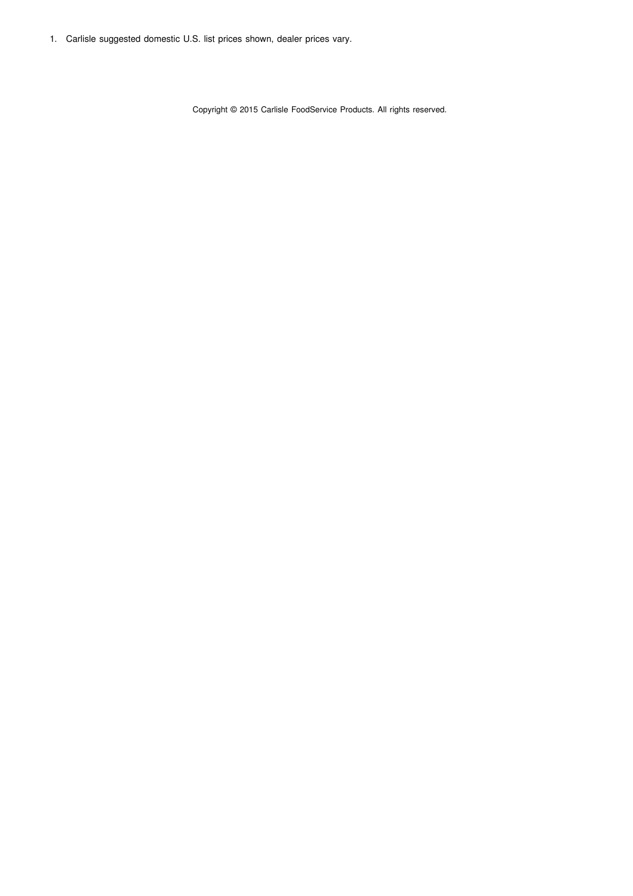1. Carlisle suggested domestic U.S. list prices shown, dealer prices vary.

Copyright © 2015 Carlisle FoodService Products. All rights reserved.